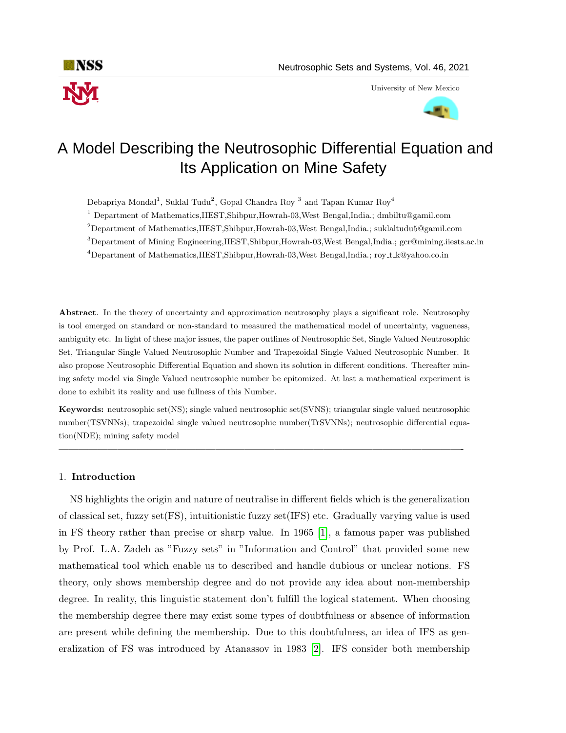# A Model Describing the Neutrosophic Differential Equation and Its Application on Mine Safety

Debapriya Mondal[1], Suklal Tudu[2], Gopal Chandra Roy [3] and Tapan Kumar Roy[4]

[1] Department of Mathematics,IIEST,Shibpur,Howrah-03,West Bengal,India.; dmbiltu@gamil.com

[2]Department of Mathematics,IIEST,Shibpur,Howrah-03,West Bengal,India.; suklaltudu5@gamil.com

[3]Department of Mining Engineering,IIEST,Shibpur,Howrah-03,West Bengal,India.; gcr@mining.iiests.ac.in

[4]Department of Mathematics,IIEST,Shibpur,Howrah-03,West Bengal,India.; roy_t_k@yahoo.co.in

**Abstract**. In the theory of uncertainty and approximation neutrosophy plays a significant role. Neutrosophy is tool emerged on standard or non-standard to measured the mathematical model of uncertainty, vagueness, ambiguity etc. In light of these major issues, the paper outlines of Neutrosophic Set, Single Valued Neutrosophic Set, Triangular Single Valued Neutrosophic Number and Trapezoidal Single Valued Neutrosophic Number. It also propose Neutrosophic Differential Equation and shown its solution in different conditions. Thereafter mining safety model via Single Valued neutrosophic number be epitomized. At last a mathematical experiment is done to exhibit its reality and use fullness of this Number.

**Keywords:** neutrosophic set(NS); single valued neutrosophic set(SVNS); triangular single valued neutrosophic number(TSVNNs); trapezoidal single valued neutrosophic number(TrSVNNs); neutrosophic differential equation(NDE); mining safety model

---

## 1. Introduction

NS highlights the origin and nature of neutralise in different fields which is the generalization of classical set, fuzzy set(FS), intuitionistic fuzzy set(IFS) etc. Gradually varying value is used in FS theory rather than precise or sharp value. In 1965 [1], a famous paper was published by Prof. L.A. Zadeh as "Fuzzy sets" in "Information and Control" that provided some new mathematical tool which enable us to described and handle dubious or unclear notions. FS theory, only shows membership degree and do not provide any idea about non-membership degree. In reality, this linguistic statement don't fulfill the logical statement. When choosing the membership degree there may exist some types of doubtfulness or absence of information are present while defining the membership. Due to this doubtfulness, an idea of IFS as generalization of FS was introduced by Atanassov in 1983 [2]. IFS consider both membership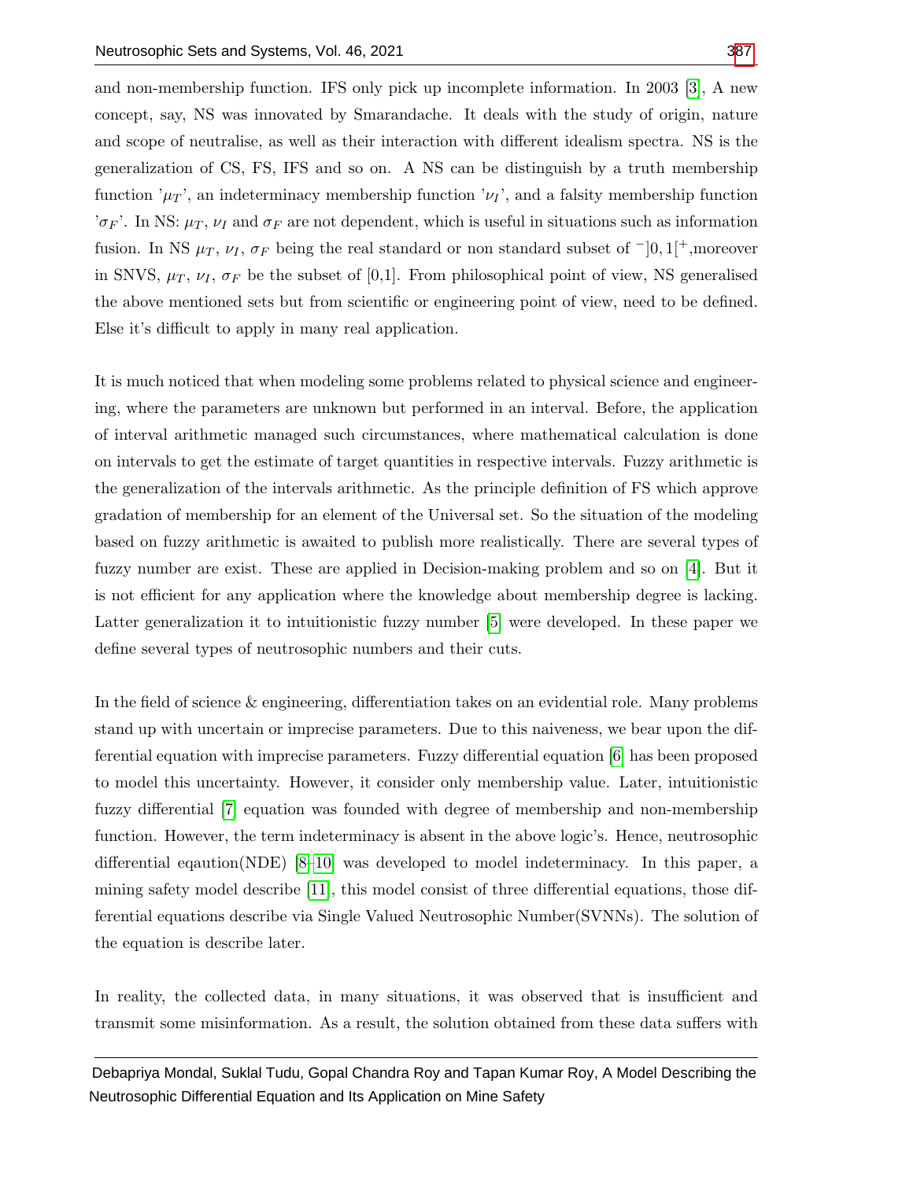and non-membership function. IFS only pick up incomplete information. In 2003 [3], A new concept, say, NS was innovated by Smarandache. It deals with the study of origin, nature and scope of neutralise, as well as their interaction with different idealism spectra. NS is the generalization of CS, FS, IFS and so on. A NS can be distinguish by a truth membership function '$\mu_T$', an indeterminacy membership function '$\nu_I$', and a falsity membership function '$\sigma_F$'. In NS: $\mu_T$, $\nu_I$ and $\sigma_F$ are not dependent, which is useful in situations such as information fusion. In NS $\mu_T$, $\nu_I$, $\sigma_F$ being the real standard or non standard subset of $^{-}]0,1[^{+}$,moreover in SNVS, $\mu_T$, $\nu_I$, $\sigma_F$ be the subset of [0,1]. From philosophical point of view, NS generalised the above mentioned sets but from scientific or engineering point of view, need to be defined. Else it's difficult to apply in many real application.

It is much noticed that when modeling some problems related to physical science and engineering, where the parameters are unknown but performed in an interval. Before, the application of interval arithmetic managed such circumstances, where mathematical calculation is done on intervals to get the estimate of target quantities in respective intervals. Fuzzy arithmetic is the generalization of the intervals arithmetic. As the principle definition of FS which approve gradation of membership for an element of the Universal set. So the situation of the modeling based on fuzzy arithmetic is awaited to publish more realistically. There are several types of fuzzy number are exist. These are applied in Decision-making problem and so on [4]. But it is not efficient for any application where the knowledge about membership degree is lacking. Latter generalization it to intuitionistic fuzzy number [5] were developed. In these paper we define several types of neutrosophic numbers and their cuts.

In the field of science & engineering, differentiation takes on an evidential role. Many problems stand up with uncertain or imprecise parameters. Due to this naiveness, we bear upon the differential equation with imprecise parameters. Fuzzy differential equation [6] has been proposed to model this uncertainty. However, it consider only membership value. Later, intuitionistic fuzzy differential [7] equation was founded with degree of membership and non-membership function. However, the term indeterminacy is absent in the above logic's. Hence, neutrosophic differential eqaution(NDE) [8–10] was developed to model indeterminacy. In this paper, a mining safety model describe [11], this model consist of three differential equations, those differential equations describe via Single Valued Neutrosophic Number(SVNNs). The solution of the equation is describe later.

In reality, the collected data, in many situations, it was observed that is insufficient and transmit some misinformation. As a result, the solution obtained from these data suffers with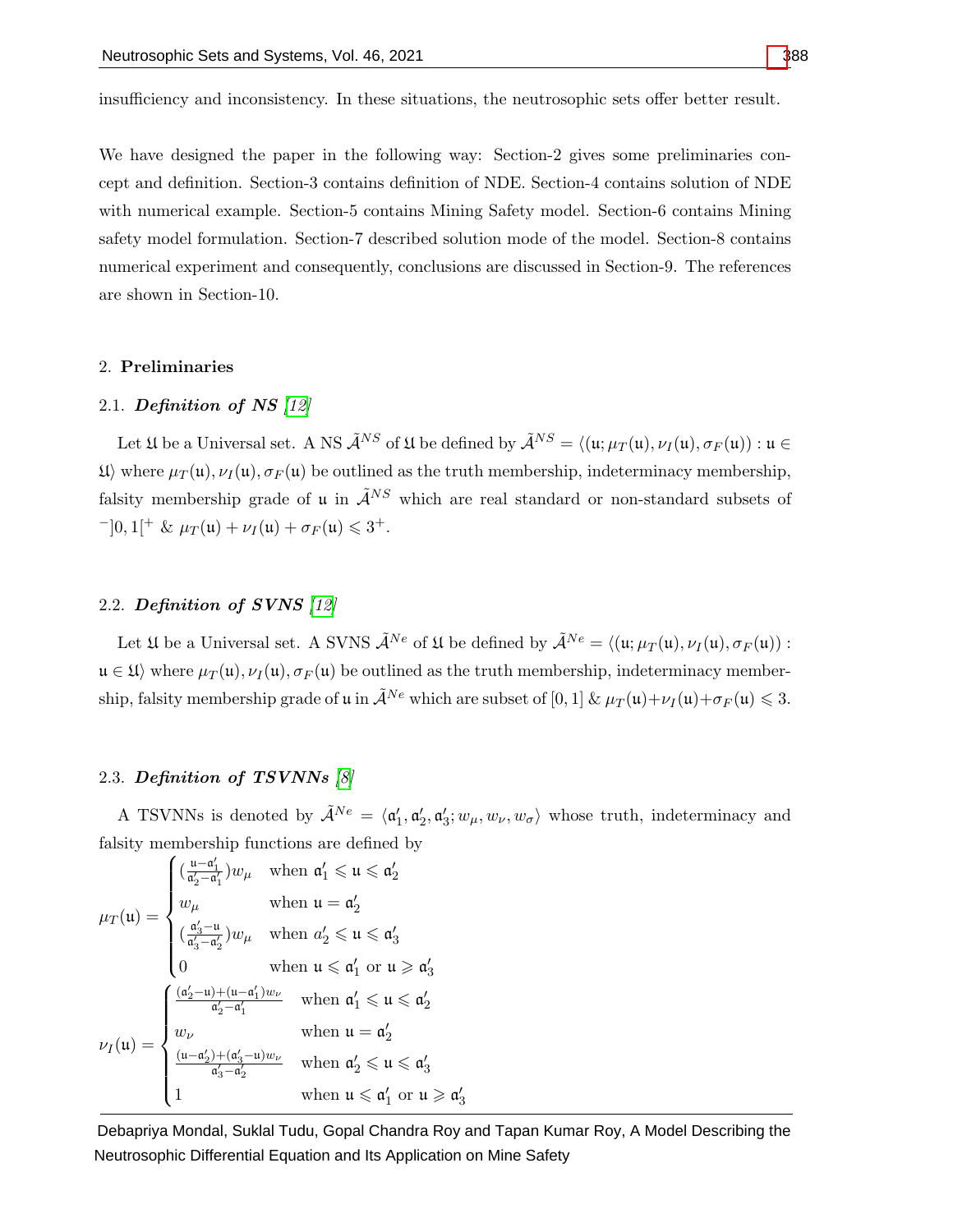insufficiency and inconsistency. In these situations, the neutrosophic sets offer better result.

We have designed the paper in the following way: Section-2 gives some preliminaries concept and definition. Section-3 contains definition of NDE. Section-4 contains solution of NDE with numerical example. Section-5 contains Mining Safety model. Section-6 contains Mining safety model formulation. Section-7 described solution mode of the model. Section-8 contains numerical experiment and consequently, conclusions are discussed in Section-9. The references are shown in Section-10.

## 2. Preliminaries

### 2.1. *Definition of NS* [12]

Let $\mathfrak{U}$ be a Universal set. A NS $\tilde{\mathcal{A}}^{NS}$ of $\mathfrak{U}$ be defined by $\tilde{\mathcal{A}}^{NS} = \langle(\mathfrak{u}; \mu_T(\mathfrak{u}), \nu_I(\mathfrak{u}), \sigma_F(\mathfrak{u})) : \mathfrak{u} \in \mathfrak{U}\rangle$ where $\mu_T(\mathfrak{u}), \nu_I(\mathfrak{u}), \sigma_F(\mathfrak{u})$ be outlined as the truth membership, indeterminacy membership, falsity membership grade of $\mathfrak{u}$ in $\tilde{\mathcal{A}}^{NS}$ which are real standard or non-standard subsets of $^{-}]0,1[^{+}$ & $\mu_T(\mathfrak{u}) + \nu_I(\mathfrak{u}) + \sigma_F(\mathfrak{u}) \leqslant 3^{+}$.

### 2.2. *Definition of SVNS* [12]

Let $\mathfrak{U}$ be a Universal set. A SVNS $\tilde{\mathcal{A}}^{Ne}$ of $\mathfrak{U}$ be defined by $\tilde{\mathcal{A}}^{Ne} = \langle(\mathfrak{u}; \mu_T(\mathfrak{u}), \nu_I(\mathfrak{u}), \sigma_F(\mathfrak{u})) : \mathfrak{u} \in \mathfrak{U}\rangle$ where $\mu_T(\mathfrak{u}), \nu_I(\mathfrak{u}), \sigma_F(\mathfrak{u})$ be outlined as the truth membership, indeterminacy membership, falsity membership grade of $\mathfrak{u}$ in $\tilde{\mathcal{A}}^{Ne}$ which are subset of $[0,1]$ & $\mu_T(\mathfrak{u})+\nu_I(\mathfrak{u})+\sigma_F(\mathfrak{u}) \leqslant 3$.

### 2.3. *Definition of TSVNNs* [8]

A TSVNNs is denoted by $\tilde{\mathcal{A}}^{Ne} = \langle \mathfrak{a}_1', \mathfrak{a}_2', \mathfrak{a}_3'; w_\mu, w_\nu, w_\sigma \rangle$ whose truth, indeterminacy and falsity membership functions are defined by

$$\mu_T(\mathfrak{u}) = \begin{cases} \left(\frac{\mathfrak{u}-\mathfrak{a}_1'}{\mathfrak{a}_2'-\mathfrak{a}_1'}\right) w_\mu & \text{when } \mathfrak{a}_1' \leqslant \mathfrak{u} \leqslant \mathfrak{a}_2' \\ w_\mu & \text{when } \mathfrak{u} = \mathfrak{a}_2' \\ \left(\frac{\mathfrak{a}_3'-\mathfrak{u}}{\mathfrak{a}_3'-\mathfrak{a}_2'}\right) w_\mu & \text{when } a_2' \leqslant \mathfrak{u} \leqslant \mathfrak{a}_3' \\ 0 & \text{when } \mathfrak{u} \leqslant \mathfrak{a}_1' \text{ or } \mathfrak{u} \geqslant \mathfrak{a}_3' \end{cases}$$

$$\nu_I(\mathfrak{u}) = \begin{cases} \frac{(\mathfrak{a}_2'-\mathfrak{u})+(\mathfrak{u}-\mathfrak{a}_1')w_\nu}{\mathfrak{a}_2'-\mathfrak{a}_1'} & \text{when } \mathfrak{a}_1' \leqslant \mathfrak{u} \leqslant \mathfrak{a}_2' \\ w_\nu & \text{when } \mathfrak{u} = \mathfrak{a}_2' \\ \frac{(\mathfrak{u}-\mathfrak{a}_2')+(\mathfrak{a}_3'-\mathfrak{u})w_\nu}{\mathfrak{a}_3'-\mathfrak{a}_2'} & \text{when } \mathfrak{a}_2' \leqslant \mathfrak{u} \leqslant \mathfrak{a}_3' \\ 1 & \text{when } \mathfrak{u} \leqslant \mathfrak{a}_1' \text{ or } \mathfrak{u} \geqslant \mathfrak{a}_3' \end{cases}$$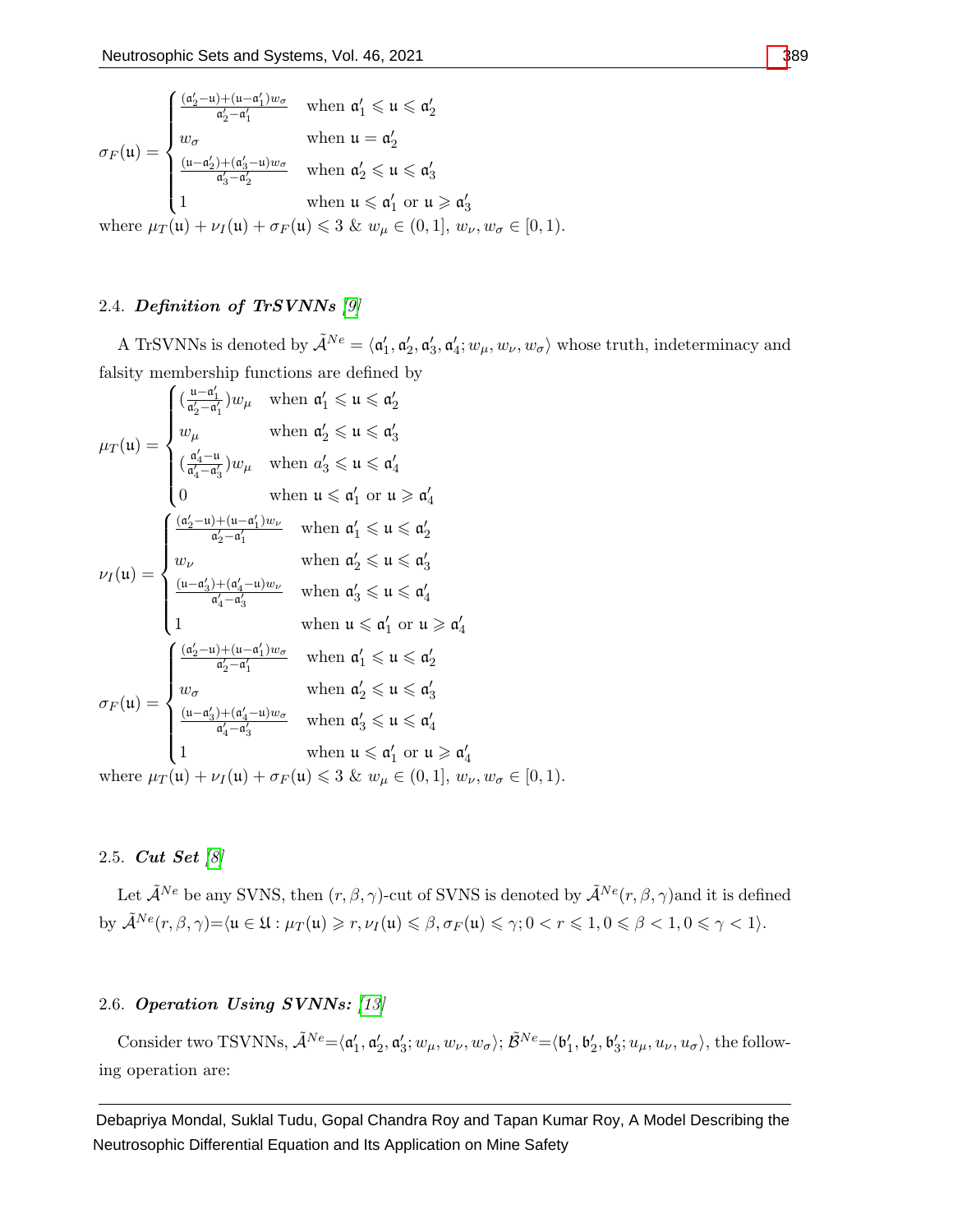$$\sigma_F(\mathfrak{u}) = \begin{cases} \frac{(\mathfrak{a}_2' - \mathfrak{u}) + (\mathfrak{u} - \mathfrak{a}_1')w_\sigma}{\mathfrak{a}_2' - \mathfrak{a}_1'} & \text{when } \mathfrak{a}_1' \leqslant \mathfrak{u} \leqslant \mathfrak{a}_2' \\ w_\sigma & \text{when } \mathfrak{u} = \mathfrak{a}_2' \\ \frac{(\mathfrak{u} - \mathfrak{a}_2') + (\mathfrak{a}_3' - \mathfrak{u})w_\sigma}{\mathfrak{a}_3' - \mathfrak{a}_2'} & \text{when } \mathfrak{a}_2' \leqslant \mathfrak{u} \leqslant \mathfrak{a}_3' \\ 1 & \text{when } \mathfrak{u} \leqslant \mathfrak{a}_1' \text{ or } \mathfrak{u} \geqslant \mathfrak{a}_3' \end{cases}$$

where $\mu_T(\mathfrak{u}) + \nu_I(\mathfrak{u}) + \sigma_F(\mathfrak{u}) \leqslant 3$ & $w_\mu \in (0, 1]$, $w_\nu, w_\sigma \in [0, 1)$.

### 2.4. *Definition of TrSVNNs* [9]

A TrSVNNs is denoted by $\tilde{\mathcal{A}}^{Ne} = \langle \mathfrak{a}_1', \mathfrak{a}_2', \mathfrak{a}_3', \mathfrak{a}_4'; w_\mu, w_\nu, w_\sigma \rangle$ whose truth, indeterminacy and falsity membership functions are defined by

$$\mu_T(\mathfrak{u}) = \begin{cases} (\frac{\mathfrak{u} - \mathfrak{a}_1'}{\mathfrak{a}_2' - \mathfrak{a}_1'})w_\mu & \text{when } \mathfrak{a}_1' \leqslant \mathfrak{u} \leqslant \mathfrak{a}_2' \\ w_\mu & \text{when } \mathfrak{a}_2' \leqslant \mathfrak{u} \leqslant \mathfrak{a}_3' \\ (\frac{\mathfrak{a}_4' - \mathfrak{u}}{\mathfrak{a}_4' - \mathfrak{a}_3'})w_\mu & \text{when } a_3' \leqslant \mathfrak{u} \leqslant \mathfrak{a}_4' \\ 0 & \text{when } \mathfrak{u} \leqslant \mathfrak{a}_1' \text{ or } \mathfrak{u} \geqslant \mathfrak{a}_4' \end{cases}$$

$$\nu_I(\mathfrak{u}) = \begin{cases} \frac{(\mathfrak{a}_2' - \mathfrak{u}) + (\mathfrak{u} - \mathfrak{a}_1')w_\nu}{\mathfrak{a}_2' - \mathfrak{a}_1'} & \text{when } \mathfrak{a}_1' \leqslant \mathfrak{u} \leqslant \mathfrak{a}_2' \\ w_\nu & \text{when } \mathfrak{a}_2' \leqslant \mathfrak{u} \leqslant \mathfrak{a}_3' \\ \frac{(\mathfrak{u} - \mathfrak{a}_3') + (\mathfrak{a}_4' - \mathfrak{u})w_\nu}{\mathfrak{a}_4' - \mathfrak{a}_3'} & \text{when } \mathfrak{a}_3' \leqslant \mathfrak{u} \leqslant \mathfrak{a}_4' \\ 1 & \text{when } \mathfrak{u} \leqslant \mathfrak{a}_1' \text{ or } \mathfrak{u} \geqslant \mathfrak{a}_4' \end{cases}$$

$$\sigma_F(\mathfrak{u}) = \begin{cases} \frac{(\mathfrak{a}_2' - \mathfrak{u}) + (\mathfrak{u} - \mathfrak{a}_1')w_\sigma}{\mathfrak{a}_2' - \mathfrak{a}_1'} & \text{when } \mathfrak{a}_1' \leqslant \mathfrak{u} \leqslant \mathfrak{a}_2' \\ w_\sigma & \text{when } \mathfrak{a}_2' \leqslant \mathfrak{u} \leqslant \mathfrak{a}_3' \\ \frac{(\mathfrak{u} - \mathfrak{a}_3') + (\mathfrak{a}_4' - \mathfrak{u})w_\sigma}{\mathfrak{a}_4' - \mathfrak{a}_3'} & \text{when } \mathfrak{a}_3' \leqslant \mathfrak{u} \leqslant \mathfrak{a}_4' \\ 1 & \text{when } \mathfrak{u} \leqslant \mathfrak{a}_1' \text{ or } \mathfrak{u} \geqslant \mathfrak{a}_4' \end{cases}$$

where $\mu_T(\mathfrak{u}) + \nu_I(\mathfrak{u}) + \sigma_F(\mathfrak{u}) \leqslant 3$ & $w_\mu \in (0, 1]$, $w_\nu, w_\sigma \in [0, 1)$.

### 2.5. *Cut Set* [8]

Let $\tilde{\mathcal{A}}^{Ne}$ be any SVNS, then $(r, \beta, \gamma)$-cut of SVNS is denoted by $\tilde{\mathcal{A}}^{Ne}(r, \beta, \gamma)$and it is defined by $\tilde{\mathcal{A}}^{Ne}(r, \beta, \gamma)$=$\langle \mathfrak{u} \in \mathfrak{U} : \mu_T(\mathfrak{u}) \geqslant r, \nu_I(\mathfrak{u}) \leqslant \beta, \sigma_F(\mathfrak{u}) \leqslant \gamma; 0 < r \leqslant 1, 0 \leqslant \beta < 1, 0 \leqslant \gamma < 1 \rangle$.

### 2.6. *Operation Using SVNNs:* [13]

Consider two TSVNNs, $\tilde{\mathcal{A}}^{Ne}$=$\langle \mathfrak{a}_1', \mathfrak{a}_2', \mathfrak{a}_3'; w_\mu, w_\nu, w_\sigma \rangle$; $\tilde{\mathcal{B}}^{Ne}$=$\langle \mathfrak{b}_1', \mathfrak{b}_2', \mathfrak{b}_3'; u_\mu, u_\nu, u_\sigma \rangle$, the following operation are: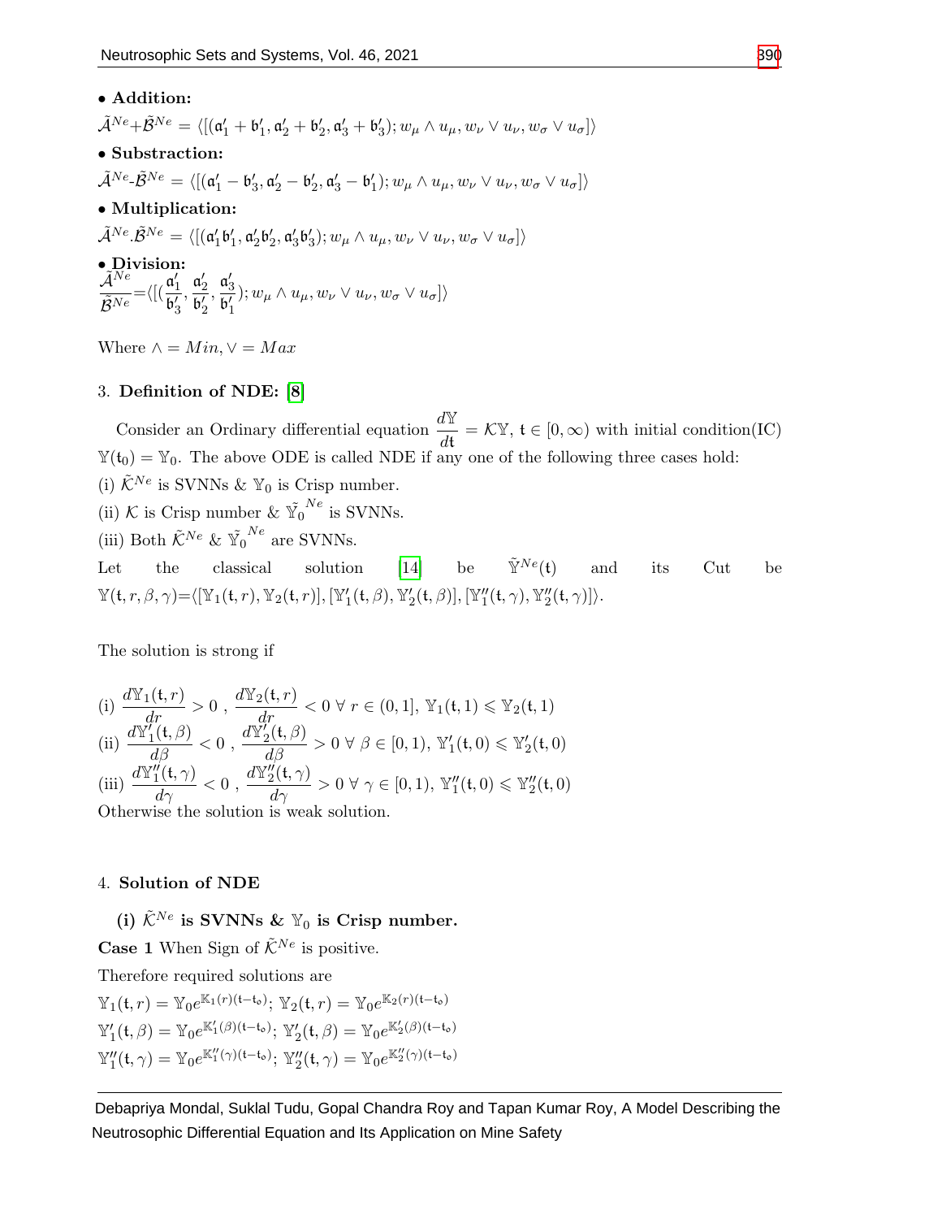• **Addition:**

$\tilde{\mathcal{A}}^{Ne}+\tilde{\mathcal{B}}^{Ne} = \langle [(\mathfrak{a}'_1 + \mathfrak{b}'_1, \mathfrak{a}'_2 + \mathfrak{b}'_2, \mathfrak{a}'_3 + \mathfrak{b}'_3); w_\mu \wedge u_\mu, w_\nu \vee u_\nu, w_\sigma \vee u_\sigma] \rangle$

• **Substraction:**

$\tilde{\mathcal{A}}^{Ne}\text{-}\tilde{\mathcal{B}}^{Ne} = \langle [(\mathfrak{a}'_1 - \mathfrak{b}'_3, \mathfrak{a}'_2 - \mathfrak{b}'_2, \mathfrak{a}'_3 - \mathfrak{b}'_1); w_\mu \wedge u_\mu, w_\nu \vee u_\nu, w_\sigma \vee u_\sigma] \rangle$

• **Multiplication:**

$\tilde{\mathcal{A}}^{Ne}.\tilde{\mathcal{B}}^{Ne} = \langle [(\mathfrak{a}'_1 \mathfrak{b}'_1, \mathfrak{a}'_2 \mathfrak{b}'_2, \mathfrak{a}'_3 \mathfrak{b}'_3); w_\mu \wedge u_\mu, w_\nu \vee u_\nu, w_\sigma \vee u_\sigma] \rangle$

• **Division:**

$\dfrac{\tilde{\mathcal{A}}^{Ne}}{\tilde{\mathcal{B}}^{Ne}} = \langle [(\dfrac{\mathfrak{a}'_1}{\mathfrak{b}'_3}, \dfrac{\mathfrak{a}'_2}{\mathfrak{b}'_2}, \dfrac{\mathfrak{a}'_3}{\mathfrak{b}'_1}); w_\mu \wedge u_\mu, w_\nu \vee u_\nu, w_\sigma \vee u_\sigma] \rangle$

Where $\wedge = Min, \vee = Max$

## 3. Definition of NDE: [8]

Consider an Ordinary differential equation $\dfrac{d\mathbb{Y}}{d\mathfrak{t}} = \mathcal{K}\mathbb{Y}$, $\mathfrak{t} \in [0, \infty)$ with initial condition(IC) $\mathbb{Y}(\mathfrak{t}_0) = \mathbb{Y}_0$. The above ODE is called NDE if any one of the following three cases hold:

(i) $\tilde{\mathcal{K}}^{Ne}$ is SVNNs & $\mathbb{Y}_0$ is Crisp number.

(ii) $\mathcal{K}$ is Crisp number & $\tilde{\mathbb{Y}}_0^{Ne}$ is SVNNs.

(iii) Both $\tilde{\mathcal{K}}^{Ne}$ & $\tilde{\mathbb{Y}}_0^{Ne}$ are SVNNs.

Let the classical solution [14] be $\tilde{\mathbb{Y}}^{Ne}(\mathfrak{t})$ and its Cut be $\mathbb{Y}(\mathfrak{t}, r, \beta, \gamma) = \langle [\mathbb{Y}_1(\mathfrak{t}, r), \mathbb{Y}_2(\mathfrak{t}, r)], [\mathbb{Y}'_1(\mathfrak{t}, \beta), \mathbb{Y}'_2(\mathfrak{t}, \beta)], [\mathbb{Y}''_1(\mathfrak{t}, \gamma), \mathbb{Y}''_2(\mathfrak{t}, \gamma)] \rangle$.

The solution is strong if

(i) $\dfrac{d\mathbb{Y}_1(\mathfrak{t}, r)}{dr} > 0$ , $\dfrac{d\mathbb{Y}_2(\mathfrak{t}, r)}{dr} < 0 \ \forall \ r \in (0, 1]$, $\mathbb{Y}_1(\mathfrak{t}, 1) \leqslant \mathbb{Y}_2(\mathfrak{t}, 1)$

(ii) $\dfrac{d\mathbb{Y}'_1(\mathfrak{t}, \beta)}{d\beta} < 0$ , $\dfrac{d\mathbb{Y}'_2(\mathfrak{t}, \beta)}{d\beta} > 0 \ \forall \ \beta \in [0, 1)$, $\mathbb{Y}'_1(\mathfrak{t}, 0) \leqslant \mathbb{Y}'_2(\mathfrak{t}, 0)$

(iii) $\dfrac{d\mathbb{Y}''_1(\mathfrak{t}, \gamma)}{d\gamma} < 0$ , $\dfrac{d\mathbb{Y}''_2(\mathfrak{t}, \gamma)}{d\gamma} > 0 \ \forall \ \gamma \in [0, 1)$, $\mathbb{Y}''_1(\mathfrak{t}, 0) \leqslant \mathbb{Y}''_2(\mathfrak{t}, 0)$

Otherwise the solution is weak solution.

## 4. Solution of NDE

### (i) $\tilde{\mathcal{K}}^{Ne}$ is SVNNs & $\mathbb{Y}_0$ is Crisp number.

**Case 1** When Sign of $\tilde{\mathcal{K}}^{Ne}$ is positive.

Therefore required solutions are

$\mathbb{Y}_1(\mathfrak{t}, r) = \mathbb{Y}_0 e^{\mathbb{K}_1(r)(\mathfrak{t}-\mathfrak{t}_0)}$; $\mathbb{Y}_2(\mathfrak{t}, r) = \mathbb{Y}_0 e^{\mathbb{K}_2(r)(\mathfrak{t}-\mathfrak{t}_0)}$

$\mathbb{Y}'_1(\mathfrak{t}, \beta) = \mathbb{Y}_0 e^{\mathbb{K}'_1(\beta)(\mathfrak{t}-\mathfrak{t}_0)}$; $\mathbb{Y}'_2(\mathfrak{t}, \beta) = \mathbb{Y}_0 e^{\mathbb{K}'_2(\beta)(\mathfrak{t}-\mathfrak{t}_0)}$

$\mathbb{Y}''_1(\mathfrak{t}, \gamma) = \mathbb{Y}_0 e^{\mathbb{K}''_1(\gamma)(\mathfrak{t}-\mathfrak{t}_0)}$; $\mathbb{Y}''_2(\mathfrak{t}, \gamma) = \mathbb{Y}_0 e^{\mathbb{K}''_2(\gamma)(\mathfrak{t}-\mathfrak{t}_0)}$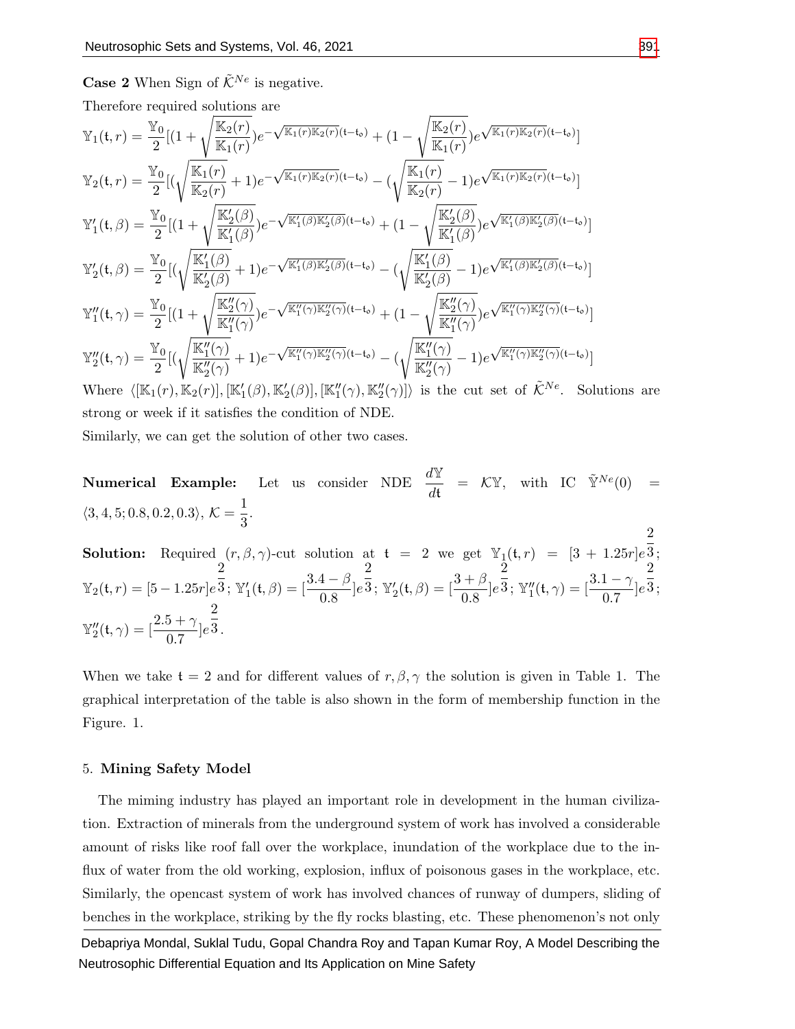**Case 2** When Sign of $\tilde{\mathcal{K}}^{Ne}$ is negative.

Therefore required solutions are

$$\mathbb{Y}_1(\mathfrak{t}, r) = \frac{\mathbb{Y}_0}{2}[(1 + \sqrt{\frac{\mathbb{K}_2(r)}{\mathbb{K}_1(r)}})e^{-\sqrt{\mathbb{K}_1(r)\mathbb{K}_2(r)}(\mathfrak{t}-\mathfrak{t}_o)} + (1 - \sqrt{\frac{\mathbb{K}_2(r)}{\mathbb{K}_1(r)}})e^{\sqrt{\mathbb{K}_1(r)\mathbb{K}_2(r)}(\mathfrak{t}-\mathfrak{t}_o)}]$$

$$\mathbb{Y}_2(\mathfrak{t}, r) = \frac{\mathbb{Y}_0}{2}[(\sqrt{\frac{\mathbb{K}_1(r)}{\mathbb{K}_2(r)}} + 1)e^{-\sqrt{\mathbb{K}_1(r)\mathbb{K}_2(r)}(\mathfrak{t}-\mathfrak{t}_o)} - (\sqrt{\frac{\mathbb{K}_1(r)}{\mathbb{K}_2(r)}} - 1)e^{\sqrt{\mathbb{K}_1(r)\mathbb{K}_2(r)}(\mathfrak{t}-\mathfrak{t}_o)}]$$

$$\mathbb{Y}_1'(\mathfrak{t}, \beta) = \frac{\mathbb{Y}_0}{2}[(1 + \sqrt{\frac{\mathbb{K}_2'(\beta)}{\mathbb{K}_1'(\beta)}})e^{-\sqrt{\mathbb{K}_1'(\beta)\mathbb{K}_2'(\beta)}(\mathfrak{t}-\mathfrak{t}_o)} + (1 - \sqrt{\frac{\mathbb{K}_2'(\beta)}{\mathbb{K}_1'(\beta)}})e^{\sqrt{\mathbb{K}_1'(\beta)\mathbb{K}_2'(\beta)}(\mathfrak{t}-\mathfrak{t}_o)}]$$

$$\mathbb{Y}_2'(\mathfrak{t}, \beta) = \frac{\mathbb{Y}_0}{2}[(\sqrt{\frac{\mathbb{K}_1'(\beta)}{\mathbb{K}_2'(\beta)}} + 1)e^{-\sqrt{\mathbb{K}_1'(\beta)\mathbb{K}_2'(\beta)}(\mathfrak{t}-\mathfrak{t}_o)} - (\sqrt{\frac{\mathbb{K}_1'(\beta)}{\mathbb{K}_2'(\beta)}} - 1)e^{\sqrt{\mathbb{K}_1'(\beta)\mathbb{K}_2'(\beta)}(\mathfrak{t}-\mathfrak{t}_o)}]$$

$$\mathbb{Y}_1''(\mathfrak{t}, \gamma) = \frac{\mathbb{Y}_0}{2}[(1 + \sqrt{\frac{\mathbb{K}_2''(\gamma)}{\mathbb{K}_1''(\gamma)}})e^{-\sqrt{\mathbb{K}_1''(\gamma)\mathbb{K}_2''(\gamma)}(\mathfrak{t}-\mathfrak{t}_o)} + (1 - \sqrt{\frac{\mathbb{K}_2''(\gamma)}{\mathbb{K}_1''(\gamma)}})e^{\sqrt{\mathbb{K}_1''(\gamma)\mathbb{K}_2''(\gamma)}(\mathfrak{t}-\mathfrak{t}_o)}]$$

$$\mathbb{Y}_2''(\mathfrak{t}, \gamma) = \frac{\mathbb{Y}_0}{2}[(\sqrt{\frac{\mathbb{K}_1''(\gamma)}{\mathbb{K}_2''(\gamma)}} + 1)e^{-\sqrt{\mathbb{K}_1''(\gamma)\mathbb{K}_2''(\gamma)}(\mathfrak{t}-\mathfrak{t}_o)} - (\sqrt{\frac{\mathbb{K}_1''(\gamma)}{\mathbb{K}_2''(\gamma)}} - 1)e^{\sqrt{\mathbb{K}_1''(\gamma)\mathbb{K}_2''(\gamma)}(\mathfrak{t}-\mathfrak{t}_o)}]$$

Where $\langle[\mathbb{K}_1(r), \mathbb{K}_2(r)], [\mathbb{K}_1'(\beta), \mathbb{K}_2'(\beta)], [\mathbb{K}_1''(\gamma), \mathbb{K}_2''(\gamma)]\rangle$ is the cut set of $\tilde{\mathcal{K}}^{Ne}$. Solutions are strong or week if it satisfies the condition of NDE.

Similarly, we can get the solution of other two cases.

**Numerical Example:** Let us consider NDE $\frac{d\mathbb{Y}}{d\mathfrak{t}} = \mathcal{K}\mathbb{Y}$, with IC $\tilde{\mathbb{Y}}^{Ne}(0) = \langle 3, 4, 5; 0.8, 0.2, 0.3\rangle$, $\mathcal{K} = \frac{1}{3}$.

**Solution:** Required $(r, \beta, \gamma)$-cut solution at $\mathfrak{t} = 2$ we get $\mathbb{Y}_1(\mathfrak{t}, r) = [3 + 1.25r]e^{\frac{2}{3}}$; $\mathbb{Y}_2(\mathfrak{t}, r) = [5 - 1.25r]e^{\frac{2}{3}}$; $\mathbb{Y}_1'(\mathfrak{t}, \beta) = [\frac{3.4 - \beta}{0.8}]e^{\frac{2}{3}}$; $\mathbb{Y}_2'(\mathfrak{t}, \beta) = [\frac{3 + \beta}{0.8}]e^{\frac{2}{3}}$; $\mathbb{Y}_1''(\mathfrak{t}, \gamma) = [\frac{3.1 - \gamma}{0.7}]e^{\frac{2}{3}}$; $\mathbb{Y}_2''(\mathfrak{t}, \gamma) = [\frac{2.5 + \gamma}{0.7}]e^{\frac{2}{3}}$.

When we take $\mathfrak{t} = 2$ and for different values of $r, \beta, \gamma$ the solution is given in Table 1. The graphical interpretation of the table is also shown in the form of membership function in the Figure. 1.

## 5. Mining Safety Model

The miming industry has played an important role in development in the human civilization. Extraction of minerals from the underground system of work has involved a considerable amount of risks like roof fall over the workplace, inundation of the workplace due to the influx of water from the old working, explosion, influx of poisonous gases in the workplace, etc. Similarly, the opencast system of work has involved chances of runway of dumpers, sliding of benches in the workplace, striking by the fly rocks blasting, etc. These phenomenon's not only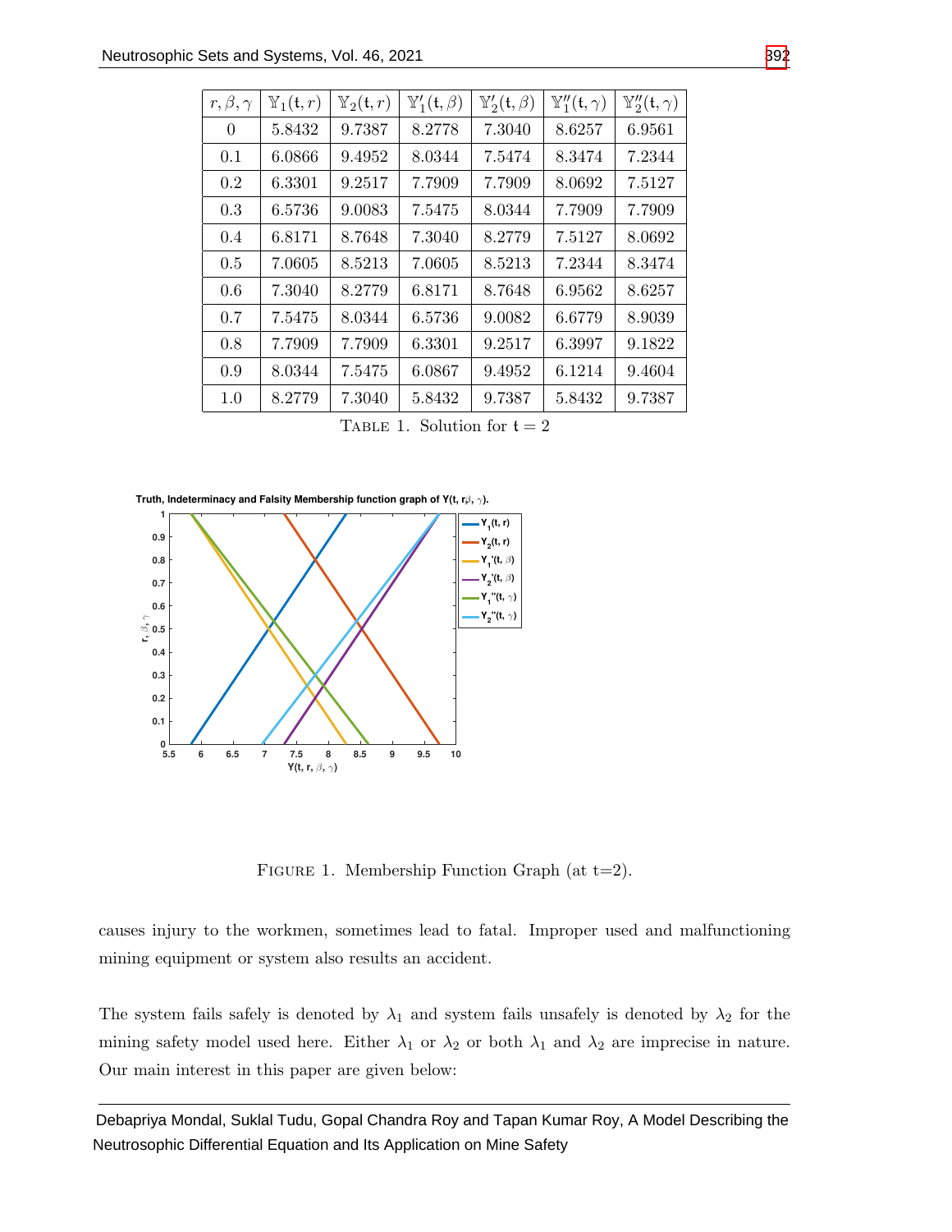| $r, \beta, \gamma$ | $\mathbb{Y}_1(\mathrm{t}, r)$ | $\mathbb{Y}_2(\mathrm{t}, r)$ | $\mathbb{Y}_1'(\mathrm{t}, \beta)$ | $\mathbb{Y}_2'(\mathrm{t}, \beta)$ | $\mathbb{Y}_1''(\mathrm{t}, \gamma)$ | $\mathbb{Y}_2''(\mathrm{t}, \gamma)$ |
|---|---|---|---|---|---|---|
| 0 | 5.8432 | 9.7387 | 8.2778 | 7.3040 | 8.6257 | 6.9561 |
| 0.1 | 6.0866 | 9.4952 | 8.0344 | 7.5474 | 8.3474 | 7.2344 |
| 0.2 | 6.3301 | 9.2517 | 7.7909 | 7.7909 | 8.0692 | 7.5127 |
| 0.3 | 6.5736 | 9.0083 | 7.5475 | 8.0344 | 7.7909 | 7.7909 |
| 0.4 | 6.8171 | 8.7648 | 7.3040 | 8.2779 | 7.5127 | 8.0692 |
| 0.5 | 7.0605 | 8.5213 | 7.0605 | 8.5213 | 7.2344 | 8.3474 |
| 0.6 | 7.3040 | 8.2779 | 6.8171 | 8.7648 | 6.9562 | 8.6257 |
| 0.7 | 7.5475 | 8.0344 | 6.5736 | 9.0082 | 6.6779 | 8.9039 |
| 0.8 | 7.7909 | 7.7909 | 6.3301 | 9.2517 | 6.3997 | 9.1822 |
| 0.9 | 8.0344 | 7.5475 | 6.0867 | 9.4952 | 6.1214 | 9.4604 |
| 1.0 | 8.2779 | 7.3040 | 5.8432 | 9.7387 | 5.8432 | 9.7387 |

TABLE 1. Solution for $\mathrm{t} = 2$

FIGURE 1. Membership Function Graph (at t=2).

causes injury to the workmen, sometimes lead to fatal. Improper used and malfunctioning mining equipment or system also results an accident.

The system fails safely is denoted by $\lambda_1$ and system fails unsafely is denoted by $\lambda_2$ for the mining safety model used here. Either $\lambda_1$ or $\lambda_2$ or both $\lambda_1$ and $\lambda_2$ are imprecise in nature. Our main interest in this paper are given below: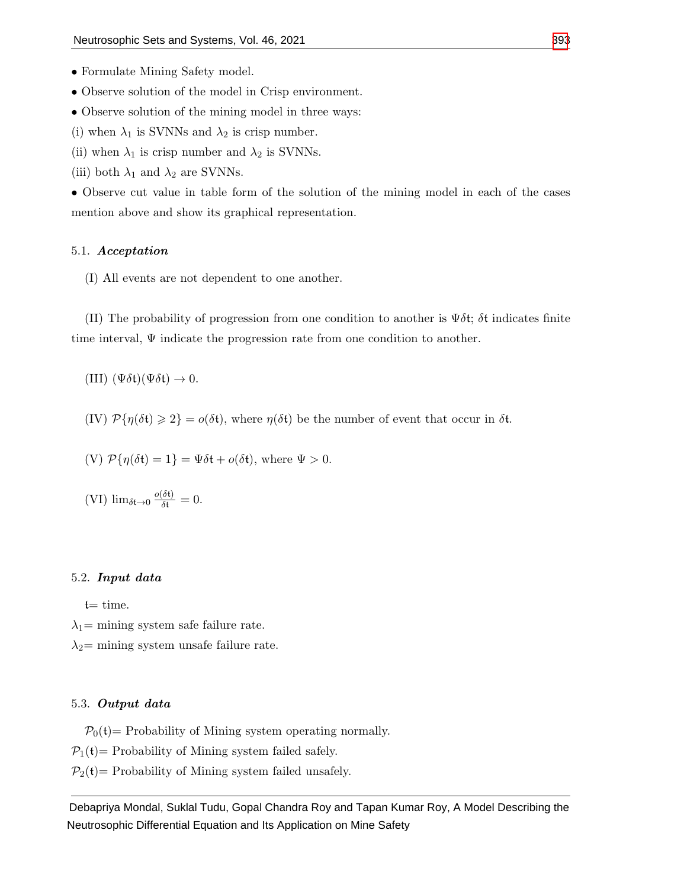- Formulate Mining Safety model.
- Observe solution of the model in Crisp environment.
- Observe solution of the mining model in three ways:

(i) when $\lambda_1$ is SVNNs and $\lambda_2$ is crisp number.

(ii) when $\lambda_1$ is crisp number and $\lambda_2$ is SVNNs.

(iii) both $\lambda_1$ and $\lambda_2$ are SVNNs.

- Observe cut value in table form of the solution of the mining model in each of the cases mention above and show its graphical representation.

### 5.1. *Acceptation*

(I) All events are not dependent to one another.

(II) The probability of progression from one condition to another is $\Psi\delta\mathfrak{t}$; $\delta\mathfrak{t}$ indicates finite time interval, $\Psi$ indicate the progression rate from one condition to another.

(III) $(\Psi\delta\mathfrak{t})(\Psi\delta\mathfrak{t}) \to 0$.

(IV) $\mathcal{P}\{\eta(\delta\mathfrak{t}) \geqslant 2\} = o(\delta\mathfrak{t})$, where $\eta(\delta\mathfrak{t})$ be the number of event that occur in $\delta\mathfrak{t}$.

(V) $\mathcal{P}\{\eta(\delta\mathfrak{t}) = 1\} = \Psi\delta\mathfrak{t} + o(\delta\mathfrak{t})$, where $\Psi > 0$.

(VI) $\lim_{\delta\mathfrak{t}\to 0} \frac{o(\delta\mathfrak{t})}{\delta\mathfrak{t}} = 0$.

### 5.2. *Input data*

$\mathfrak{t}$= time.

$\lambda_1$= mining system safe failure rate.

$\lambda_2$= mining system unsafe failure rate.

### 5.3. *Output data*

$\mathcal{P}_0(\mathfrak{t})$= Probability of Mining system operating normally.

$\mathcal{P}_1(\mathfrak{t})$= Probability of Mining system failed safely.

$\mathcal{P}_2(\mathfrak{t})$= Probability of Mining system failed unsafely.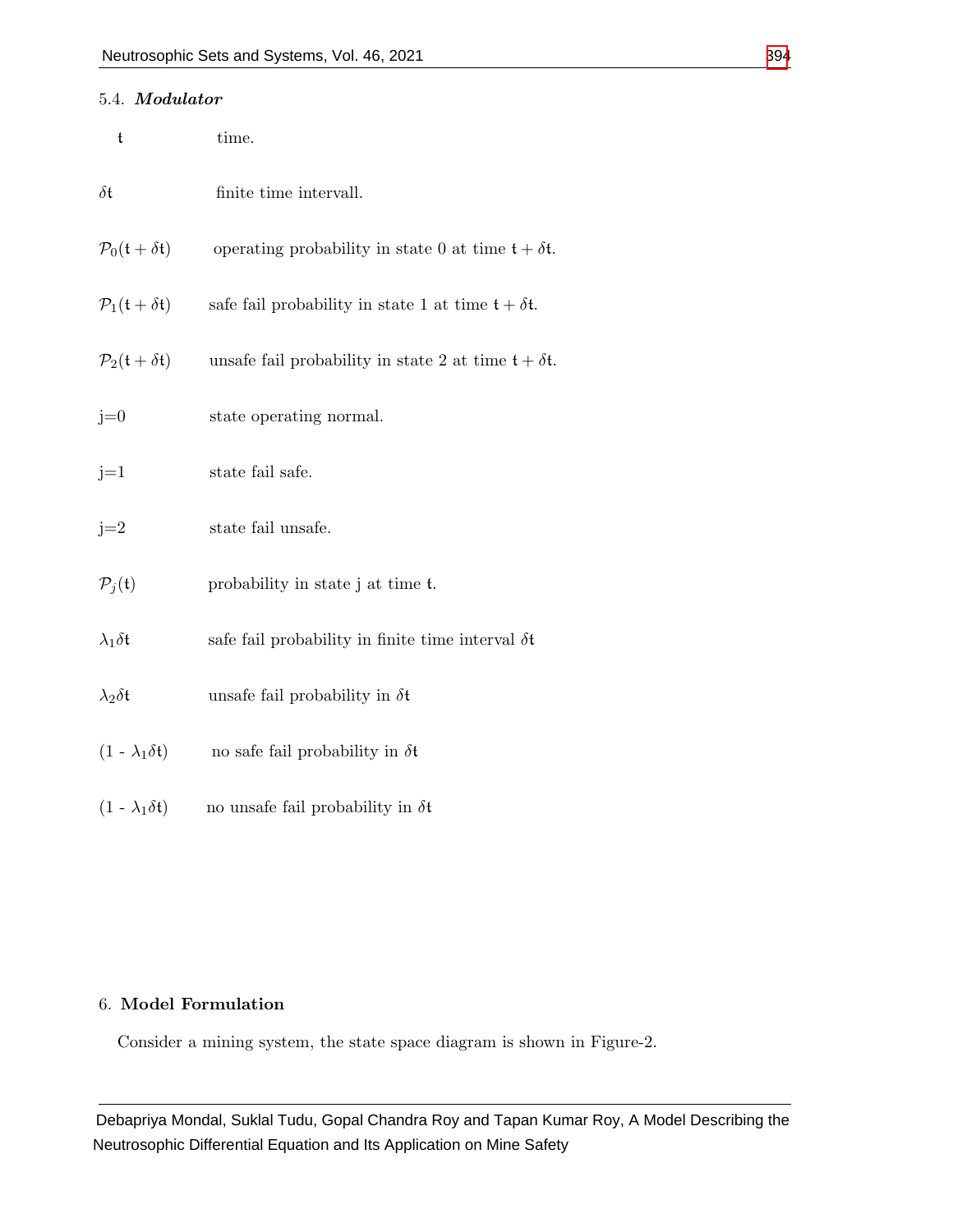### 5.4. *Modulator*

| | |
|---|---|
| $\mathfrak{t}$ | time. |
| $\delta\mathfrak{t}$ | finite time intervall. |
| $\mathcal{P}_0(\mathfrak{t}+\delta\mathfrak{t})$ | operating probability in state 0 at time $\mathfrak{t}+\delta\mathfrak{t}$. |
| $\mathcal{P}_1(\mathfrak{t}+\delta\mathfrak{t})$ | safe fail probability in state 1 at time $\mathfrak{t}+\delta\mathfrak{t}$. |
| $\mathcal{P}_2(\mathfrak{t}+\delta\mathfrak{t})$ | unsafe fail probability in state 2 at time $\mathfrak{t}+\delta\mathfrak{t}$. |
| j=0 | state operating normal. |
| j=1 | state fail safe. |
| j=2 | state fail unsafe. |
| $\mathcal{P}_j(\mathfrak{t})$ | probability in state j at time $\mathfrak{t}$. |
| $\lambda_1\delta\mathfrak{t}$ | safe fail probability in finite time interval $\delta\mathfrak{t}$ |
| $\lambda_2\delta\mathfrak{t}$ | unsafe fail probability in $\delta\mathfrak{t}$ |
| $(1 - \lambda_1\delta\mathfrak{t})$ | no safe fail probability in $\delta\mathfrak{t}$ |
| $(1 - \lambda_1\delta\mathfrak{t})$ | no unsafe fail probability in $\delta\mathfrak{t}$ |

## 6. Model Formulation

Consider a mining system, the state space diagram is shown in Figure-2.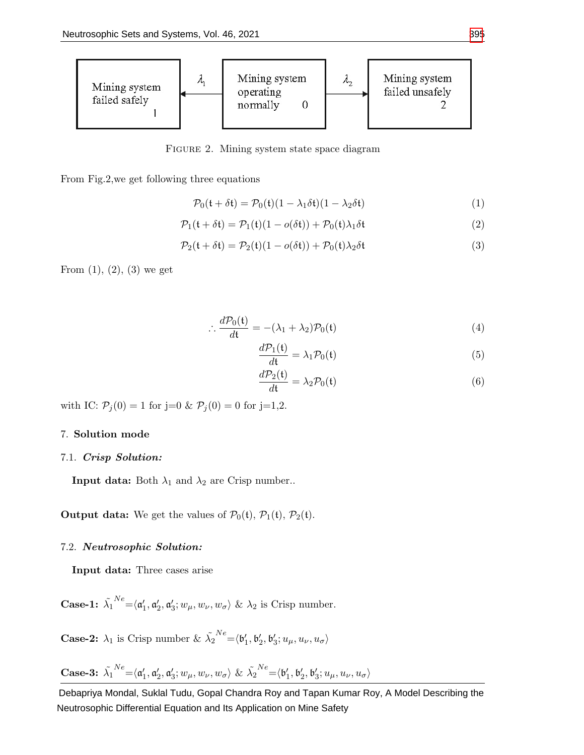Mining system failed safely 1 ← $\lambda_1$ — Mining system operating normally 0 — $\lambda_2$ → Mining system failed unsafely 2

FIGURE 2. Mining system state space diagram

From Fig.2,we get following three equations

$$\mathcal{P}_0(\mathfrak{t}+\delta\mathfrak{t}) = \mathcal{P}_0(\mathfrak{t})(1-\lambda_1\delta\mathfrak{t})(1-\lambda_2\delta\mathfrak{t}) \tag{1}$$

$$\mathcal{P}_1(\mathfrak{t}+\delta\mathfrak{t}) = \mathcal{P}_1(\mathfrak{t})(1-o(\delta\mathfrak{t})) + \mathcal{P}_0(\mathfrak{t})\lambda_1\delta\mathfrak{t} \tag{2}$$

$$\mathcal{P}_2(\mathfrak{t}+\delta\mathfrak{t}) = \mathcal{P}_2(\mathfrak{t})(1-o(\delta\mathfrak{t})) + \mathcal{P}_0(\mathfrak{t})\lambda_2\delta\mathfrak{t} \tag{3}$$

From (1), (2), (3) we get

$$\therefore \frac{d\mathcal{P}_0(\mathfrak{t})}{d\mathfrak{t}} = -(\lambda_1+\lambda_2)\mathcal{P}_0(\mathfrak{t}) \tag{4}$$

$$\frac{d\mathcal{P}_1(\mathfrak{t})}{d\mathfrak{t}} = \lambda_1\mathcal{P}_0(\mathfrak{t}) \tag{5}$$

$$\frac{d\mathcal{P}_2(\mathfrak{t})}{d\mathfrak{t}} = \lambda_2\mathcal{P}_0(\mathfrak{t}) \tag{6}$$

with IC: $\mathcal{P}_j(0) = 1$ for j=0 & $\mathcal{P}_j(0) = 0$ for j=1,2.

## 7. Solution mode

### 7.1. *Crisp Solution:*

**Input data:** Both $\lambda_1$ and $\lambda_2$ are Crisp number..

**Output data:** We get the values of $\mathcal{P}_0(\mathfrak{t})$, $\mathcal{P}_1(\mathfrak{t})$, $\mathcal{P}_2(\mathfrak{t})$.

### 7.2. *Neutrosophic Solution:*

**Input data:** Three cases arise

**Case-1:** $\tilde{\lambda_1}^{Ne}=\langle \mathfrak{a}_1', \mathfrak{a}_2', \mathfrak{a}_3'; w_\mu, w_\nu, w_\sigma\rangle$ & $\lambda_2$ is Crisp number.

**Case-2:** $\lambda_1$ is Crisp number & $\tilde{\lambda_2}^{Ne}=\langle \mathfrak{b}_1', \mathfrak{b}_2', \mathfrak{b}_3'; u_\mu, u_\nu, u_\sigma\rangle$

**Case-3:** $\tilde{\lambda_1}^{Ne}=\langle \mathfrak{a}_1', \mathfrak{a}_2', \mathfrak{a}_3'; w_\mu, w_\nu, w_\sigma\rangle$ & $\tilde{\lambda_2}^{Ne}=\langle \mathfrak{b}_1', \mathfrak{b}_2', \mathfrak{b}_3'; u_\mu, u_\nu, u_\sigma\rangle$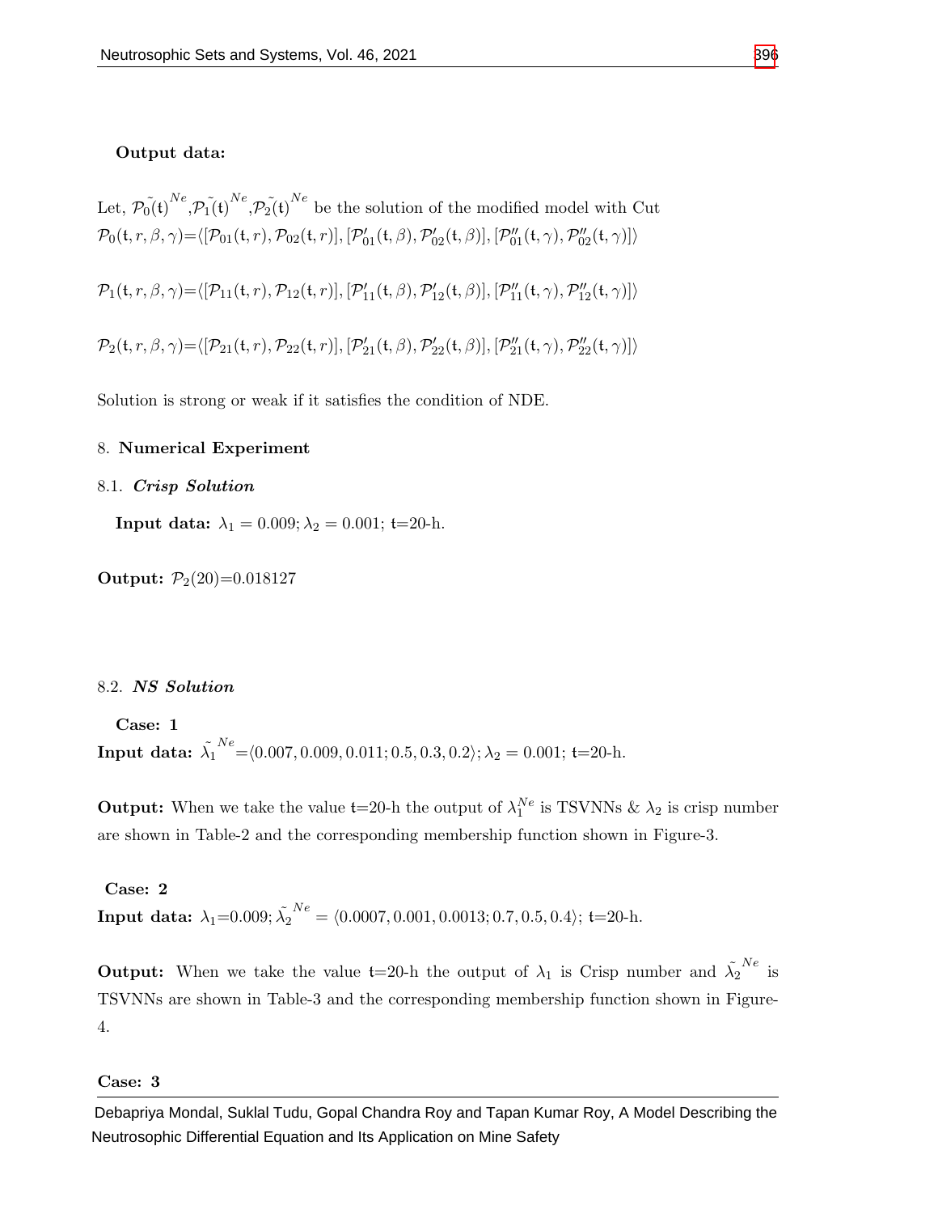**Output data:**

Let, $\tilde{\mathcal{P}_0(\mathfrak{t})}^{Ne}$,$\tilde{\mathcal{P}_1(\mathfrak{t})}^{Ne}$,$\tilde{\mathcal{P}_2(\mathfrak{t})}^{Ne}$ be the solution of the modified model with Cut

$\mathcal{P}_0(\mathfrak{t},r,\beta,\gamma)$=$\langle[\mathcal{P}_{01}(\mathfrak{t},r),\mathcal{P}_{02}(\mathfrak{t},r)],[\mathcal{P}'_{01}(\mathfrak{t},\beta),\mathcal{P}'_{02}(\mathfrak{t},\beta)],[\mathcal{P}''_{01}(\mathfrak{t},\gamma),\mathcal{P}''_{02}(\mathfrak{t},\gamma)]\rangle$

$\mathcal{P}_1(\mathfrak{t},r,\beta,\gamma)$=$\langle[\mathcal{P}_{11}(\mathfrak{t},r),\mathcal{P}_{12}(\mathfrak{t},r)],[\mathcal{P}'_{11}(\mathfrak{t},\beta),\mathcal{P}'_{12}(\mathfrak{t},\beta)],[\mathcal{P}''_{11}(\mathfrak{t},\gamma),\mathcal{P}''_{12}(\mathfrak{t},\gamma)]\rangle$

$\mathcal{P}_2(\mathfrak{t},r,\beta,\gamma)$=$\langle[\mathcal{P}_{21}(\mathfrak{t},r),\mathcal{P}_{22}(\mathfrak{t},r)],[\mathcal{P}'_{21}(\mathfrak{t},\beta),\mathcal{P}'_{22}(\mathfrak{t},\beta)],[\mathcal{P}''_{21}(\mathfrak{t},\gamma),\mathcal{P}''_{22}(\mathfrak{t},\gamma)]\rangle$

Solution is strong or weak if it satisfies the condition of NDE.

## 8. Numerical Experiment

### 8.1. *Crisp Solution*

**Input data:** $\lambda_1 = 0.009; \lambda_2 = 0.001$; $\mathfrak{t}$=20-h.

**Output:** $\mathcal{P}_2(20)$=0.018127

### 8.2. *NS Solution*

**Case: 1**

**Input data:** $\tilde{\lambda_1}^{Ne}$=$\langle 0.007, 0.009, 0.011; 0.5, 0.3, 0.2\rangle; \lambda_2 = 0.001$; $\mathfrak{t}$=20-h.

**Output:** When we take the value $\mathfrak{t}$=20-h the output of $\lambda_1^{Ne}$ is TSVNNs & $\lambda_2$ is crisp number are shown in Table-2 and the corresponding membership function shown in Figure-3.

**Case: 2**

**Input data:** $\lambda_1$=0.009; $\tilde{\lambda_2}^{Ne} = \langle 0.0007, 0.001, 0.0013; 0.7, 0.5, 0.4\rangle$; $\mathfrak{t}$=20-h.

**Output:** When we take the value $\mathfrak{t}$=20-h the output of $\lambda_1$ is Crisp number and $\tilde{\lambda_2}^{Ne}$ is TSVNNs are shown in Table-3 and the corresponding membership function shown in Figure-4.

**Case: 3**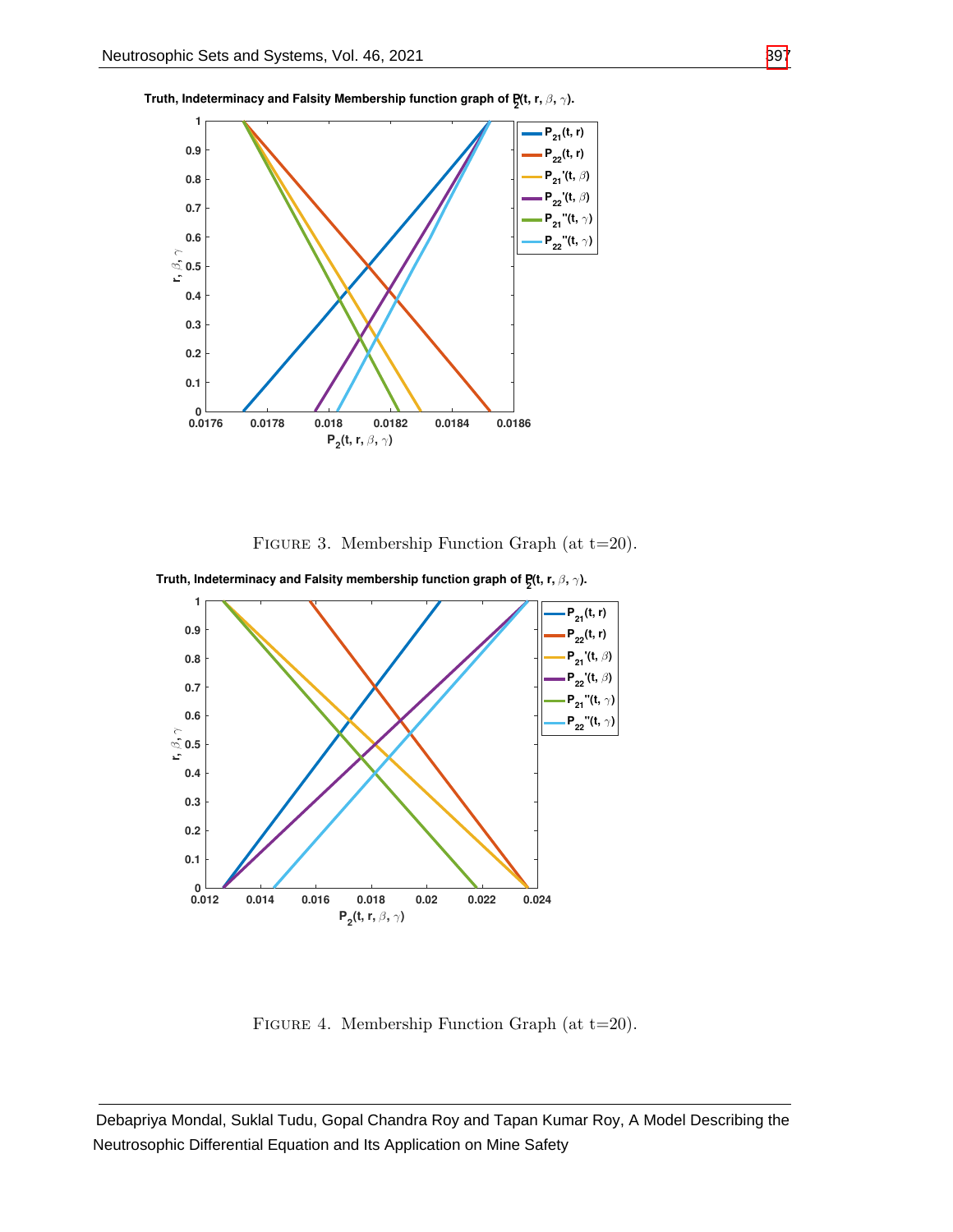FIGURE 3. Membership Function Graph (at t=20).

FIGURE 4. Membership Function Graph (at t=20).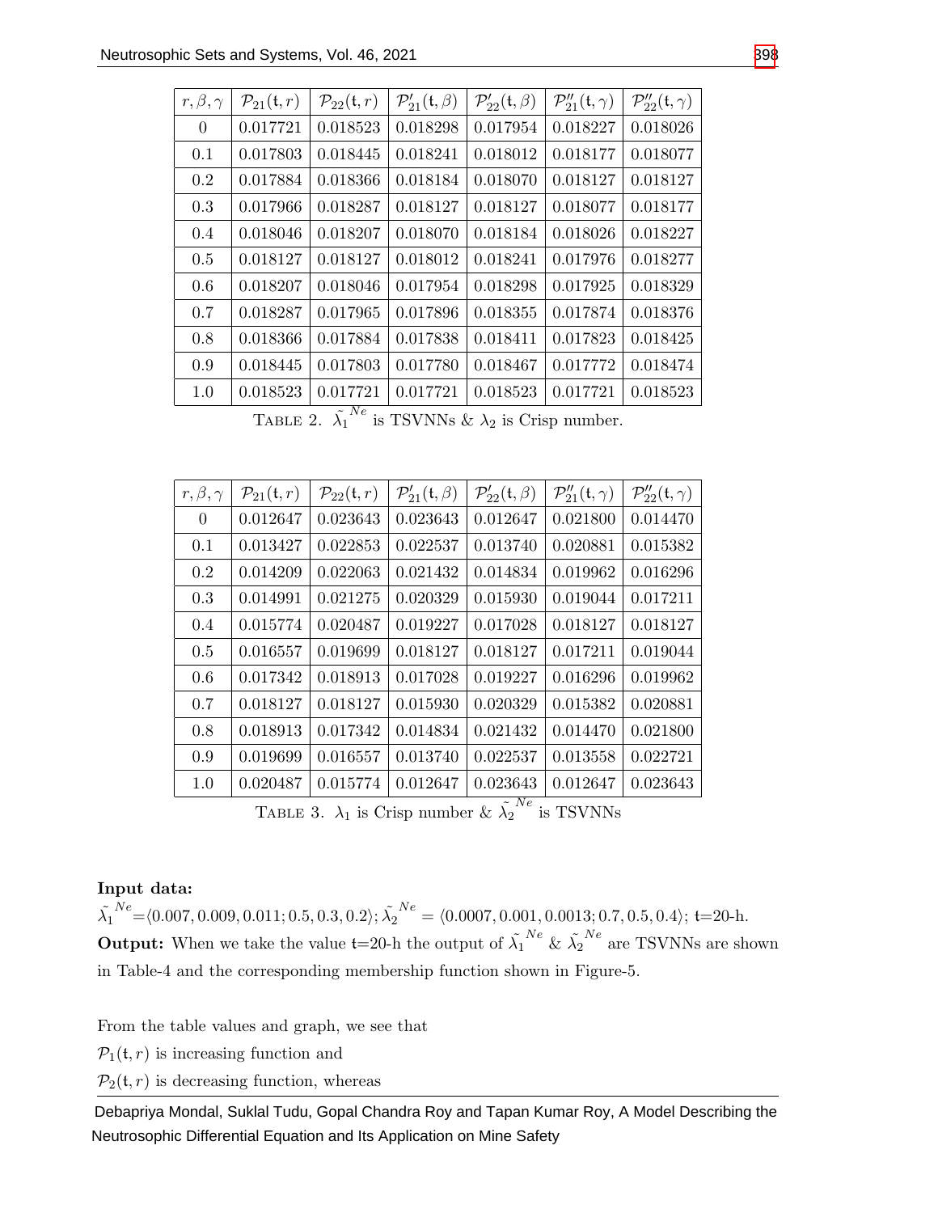| $r, \beta, \gamma$ | $\mathcal{P}_{21}(\mathfrak{t}, r)$ | $\mathcal{P}_{22}(\mathfrak{t}, r)$ | $\mathcal{P}'_{21}(\mathfrak{t}, \beta)$ | $\mathcal{P}'_{22}(\mathfrak{t}, \beta)$ | $\mathcal{P}''_{21}(\mathfrak{t}, \gamma)$ | $\mathcal{P}''_{22}(\mathfrak{t}, \gamma)$ |
|---|---|---|---|---|---|---|
| 0 | 0.017721 | 0.018523 | 0.018298 | 0.017954 | 0.018227 | 0.018026 |
| 0.1 | 0.017803 | 0.018445 | 0.018241 | 0.018012 | 0.018177 | 0.018077 |
| 0.2 | 0.017884 | 0.018366 | 0.018184 | 0.018070 | 0.018127 | 0.018127 |
| 0.3 | 0.017966 | 0.018287 | 0.018127 | 0.018127 | 0.018077 | 0.018177 |
| 0.4 | 0.018046 | 0.018207 | 0.018070 | 0.018184 | 0.018026 | 0.018227 |
| 0.5 | 0.018127 | 0.018127 | 0.018012 | 0.018241 | 0.017976 | 0.018277 |
| 0.6 | 0.018207 | 0.018046 | 0.017954 | 0.018298 | 0.017925 | 0.018329 |
| 0.7 | 0.018287 | 0.017965 | 0.017896 | 0.018355 | 0.017874 | 0.018376 |
| 0.8 | 0.018366 | 0.017884 | 0.017838 | 0.018411 | 0.017823 | 0.018425 |
| 0.9 | 0.018445 | 0.017803 | 0.017780 | 0.018467 | 0.017772 | 0.018474 |
| 1.0 | 0.018523 | 0.017721 | 0.017721 | 0.018523 | 0.017721 | 0.018523 |

TABLE 2. $\tilde{\lambda_1}^{Ne}$ is TSVNNs & $\lambda_2$ is Crisp number.

| $r, \beta, \gamma$ | $\mathcal{P}_{21}(\mathfrak{t}, r)$ | $\mathcal{P}_{22}(\mathfrak{t}, r)$ | $\mathcal{P}'_{21}(\mathfrak{t}, \beta)$ | $\mathcal{P}'_{22}(\mathfrak{t}, \beta)$ | $\mathcal{P}''_{21}(\mathfrak{t}, \gamma)$ | $\mathcal{P}''_{22}(\mathfrak{t}, \gamma)$ |
|---|---|---|---|---|---|---|
| 0 | 0.012647 | 0.023643 | 0.023643 | 0.012647 | 0.021800 | 0.014470 |
| 0.1 | 0.013427 | 0.022853 | 0.022537 | 0.013740 | 0.020881 | 0.015382 |
| 0.2 | 0.014209 | 0.022063 | 0.021432 | 0.014834 | 0.019962 | 0.016296 |
| 0.3 | 0.014991 | 0.021275 | 0.020329 | 0.015930 | 0.019044 | 0.017211 |
| 0.4 | 0.015774 | 0.020487 | 0.019227 | 0.017028 | 0.018127 | 0.018127 |
| 0.5 | 0.016557 | 0.019699 | 0.018127 | 0.018127 | 0.017211 | 0.019044 |
| 0.6 | 0.017342 | 0.018913 | 0.017028 | 0.019227 | 0.016296 | 0.019962 |
| 0.7 | 0.018127 | 0.018127 | 0.015930 | 0.020329 | 0.015382 | 0.020881 |
| 0.8 | 0.018913 | 0.017342 | 0.014834 | 0.021432 | 0.014470 | 0.021800 |
| 0.9 | 0.019699 | 0.016557 | 0.013740 | 0.022537 | 0.013558 | 0.022721 |
| 1.0 | 0.020487 | 0.015774 | 0.012647 | 0.023643 | 0.012647 | 0.023643 |

TABLE 3. $\lambda_1$ is Crisp number & $\tilde{\lambda_2}^{Ne}$ is TSVNNs

**Input data:**
$\tilde{\lambda_1}^{Ne}=\langle 0.007, 0.009, 0.011; 0.5, 0.3, 0.2\rangle$; $\tilde{\lambda_2}^{Ne} = \langle 0.0007, 0.001, 0.0013; 0.7, 0.5, 0.4\rangle$; $\mathfrak{t}$=20-h.
**Output:** When we take the value $\mathfrak{t}$=20-h the output of $\tilde{\lambda_1}^{Ne}$ & $\tilde{\lambda_2}^{Ne}$ are TSVNNs are shown in Table-4 and the corresponding membership function shown in Figure-5.

From the table values and graph, we see that

$\mathcal{P}_1(\mathfrak{t}, r)$ is increasing function and

$\mathcal{P}_2(\mathfrak{t}, r)$ is decreasing function, whereas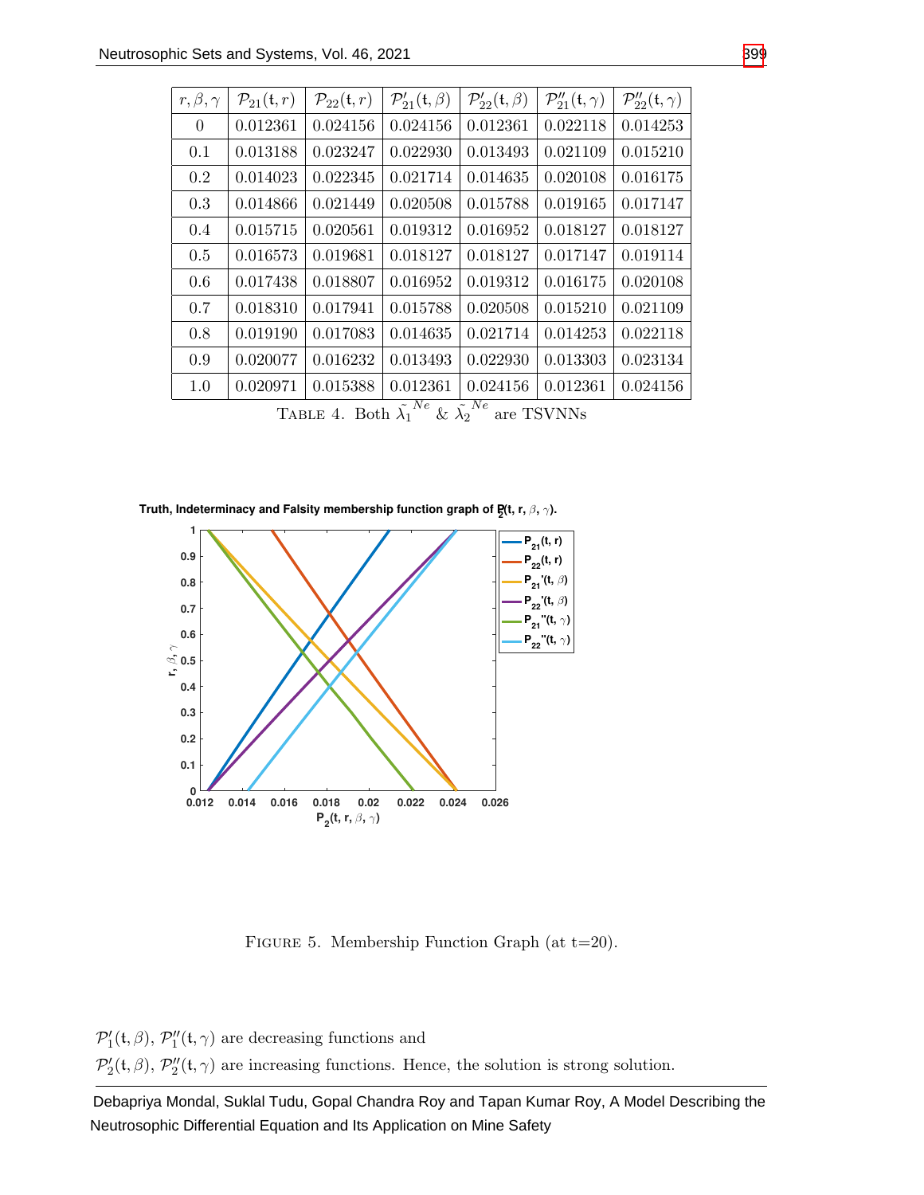| $r, \beta, \gamma$ | $\mathcal{P}_{21}(\mathfrak{t}, r)$ | $\mathcal{P}_{22}(\mathfrak{t}, r)$ | $\mathcal{P}'_{21}(\mathfrak{t}, \beta)$ | $\mathcal{P}'_{22}(\mathfrak{t}, \beta)$ | $\mathcal{P}''_{21}(\mathfrak{t}, \gamma)$ | $\mathcal{P}''_{22}(\mathfrak{t}, \gamma)$ |
|---|---|---|---|---|---|---|
| 0 | 0.012361 | 0.024156 | 0.024156 | 0.012361 | 0.022118 | 0.014253 |
| 0.1 | 0.013188 | 0.023247 | 0.022930 | 0.013493 | 0.021109 | 0.015210 |
| 0.2 | 0.014023 | 0.022345 | 0.021714 | 0.014635 | 0.020108 | 0.016175 |
| 0.3 | 0.014866 | 0.021449 | 0.020508 | 0.015788 | 0.019165 | 0.017147 |
| 0.4 | 0.015715 | 0.020561 | 0.019312 | 0.016952 | 0.018127 | 0.018127 |
| 0.5 | 0.016573 | 0.019681 | 0.018127 | 0.018127 | 0.017147 | 0.019114 |
| 0.6 | 0.017438 | 0.018807 | 0.016952 | 0.019312 | 0.016175 | 0.020108 |
| 0.7 | 0.018310 | 0.017941 | 0.015788 | 0.020508 | 0.015210 | 0.021109 |
| 0.8 | 0.019190 | 0.017083 | 0.014635 | 0.021714 | 0.014253 | 0.022118 |
| 0.9 | 0.020077 | 0.016232 | 0.013493 | 0.022930 | 0.013303 | 0.023134 |
| 1.0 | 0.020971 | 0.015388 | 0.012361 | 0.024156 | 0.012361 | 0.024156 |

TABLE 4. Both $\tilde{\lambda_1}^{Ne}$ & $\tilde{\lambda_2}^{Ne}$ are TSVNNs

FIGURE 5. Membership Function Graph (at t=20).

$\mathcal{P}'_1(\mathfrak{t}, \beta)$, $\mathcal{P}''_1(\mathfrak{t}, \gamma)$ are decreasing functions and

$\mathcal{P}'_2(\mathfrak{t}, \beta)$, $\mathcal{P}''_2(\mathfrak{t}, \gamma)$ are increasing functions. Hence, the solution is strong solution.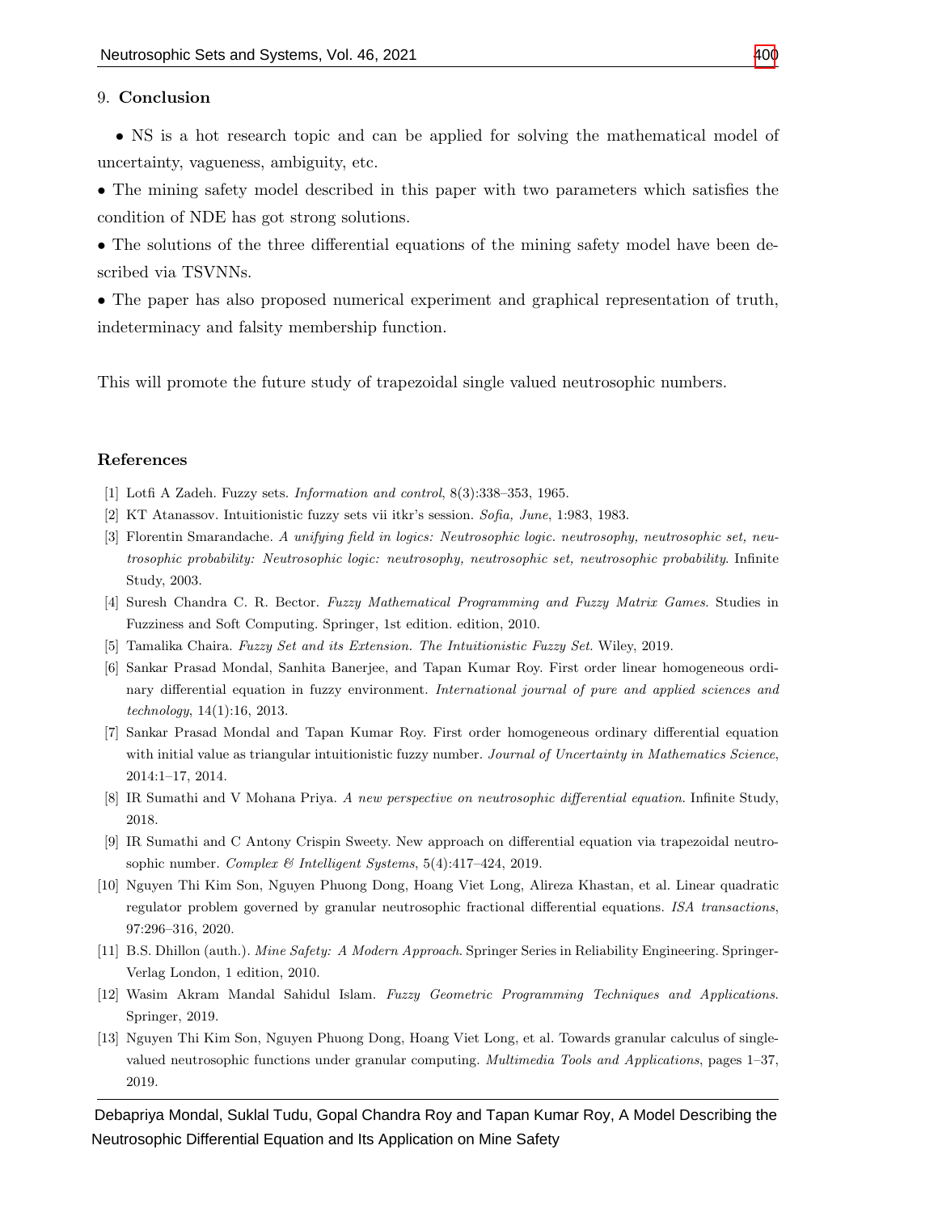## 9. Conclusion

- NS is a hot research topic and can be applied for solving the mathematical model of uncertainty, vagueness, ambiguity, etc.
- The mining safety model described in this paper with two parameters which satisfies the condition of NDE has got strong solutions.
- The solutions of the three differential equations of the mining safety model have been described via TSVNNs.
- The paper has also proposed numerical experiment and graphical representation of truth, indeterminacy and falsity membership function.

This will promote the future study of trapezoidal single valued neutrosophic numbers.

## References

[1] Lotfi A Zadeh. Fuzzy sets. *Information and control*, 8(3):338–353, 1965.

[2] KT Atanassov. Intuitionistic fuzzy sets vii itkr's session. *Sofia, June*, 1:983, 1983.

[3] Florentin Smarandache. *A unifying field in logics: Neutrosophic logic. neutrosophy, neutrosophic set, neutrosophic probability: Neutrosophic logic: neutrosophy, neutrosophic set, neutrosophic probability*. Infinite Study, 2003.

[4] Suresh Chandra C. R. Bector. *Fuzzy Mathematical Programming and Fuzzy Matrix Games*. Studies in Fuzziness and Soft Computing. Springer, 1st edition. edition, 2010.

[5] Tamalika Chaira. *Fuzzy Set and its Extension. The Intuitionistic Fuzzy Set*. Wiley, 2019.

[6] Sankar Prasad Mondal, Sanhita Banerjee, and Tapan Kumar Roy. First order linear homogeneous ordinary differential equation in fuzzy environment. *International journal of pure and applied sciences and technology*, 14(1):16, 2013.

[7] Sankar Prasad Mondal and Tapan Kumar Roy. First order homogeneous ordinary differential equation with initial value as triangular intuitionistic fuzzy number. *Journal of Uncertainty in Mathematics Science*, 2014:1–17, 2014.

[8] IR Sumathi and V Mohana Priya. *A new perspective on neutrosophic differential equation*. Infinite Study, 2018.

[9] IR Sumathi and C Antony Crispin Sweety. New approach on differential equation via trapezoidal neutrosophic number. *Complex & Intelligent Systems*, 5(4):417–424, 2019.

[10] Nguyen Thi Kim Son, Nguyen Phuong Dong, Hoang Viet Long, Alireza Khastan, et al. Linear quadratic regulator problem governed by granular neutrosophic fractional differential equations. *ISA transactions*, 97:296–316, 2020.

[11] B.S. Dhillon (auth.). *Mine Safety: A Modern Approach*. Springer Series in Reliability Engineering. Springer-Verlag London, 1 edition, 2010.

[12] Wasim Akram Mandal Sahidul Islam. *Fuzzy Geometric Programming Techniques and Applications*. Springer, 2019.

[13] Nguyen Thi Kim Son, Nguyen Phuong Dong, Hoang Viet Long, et al. Towards granular calculus of single-valued neutrosophic functions under granular computing. *Multimedia Tools and Applications*, pages 1–37, 2019.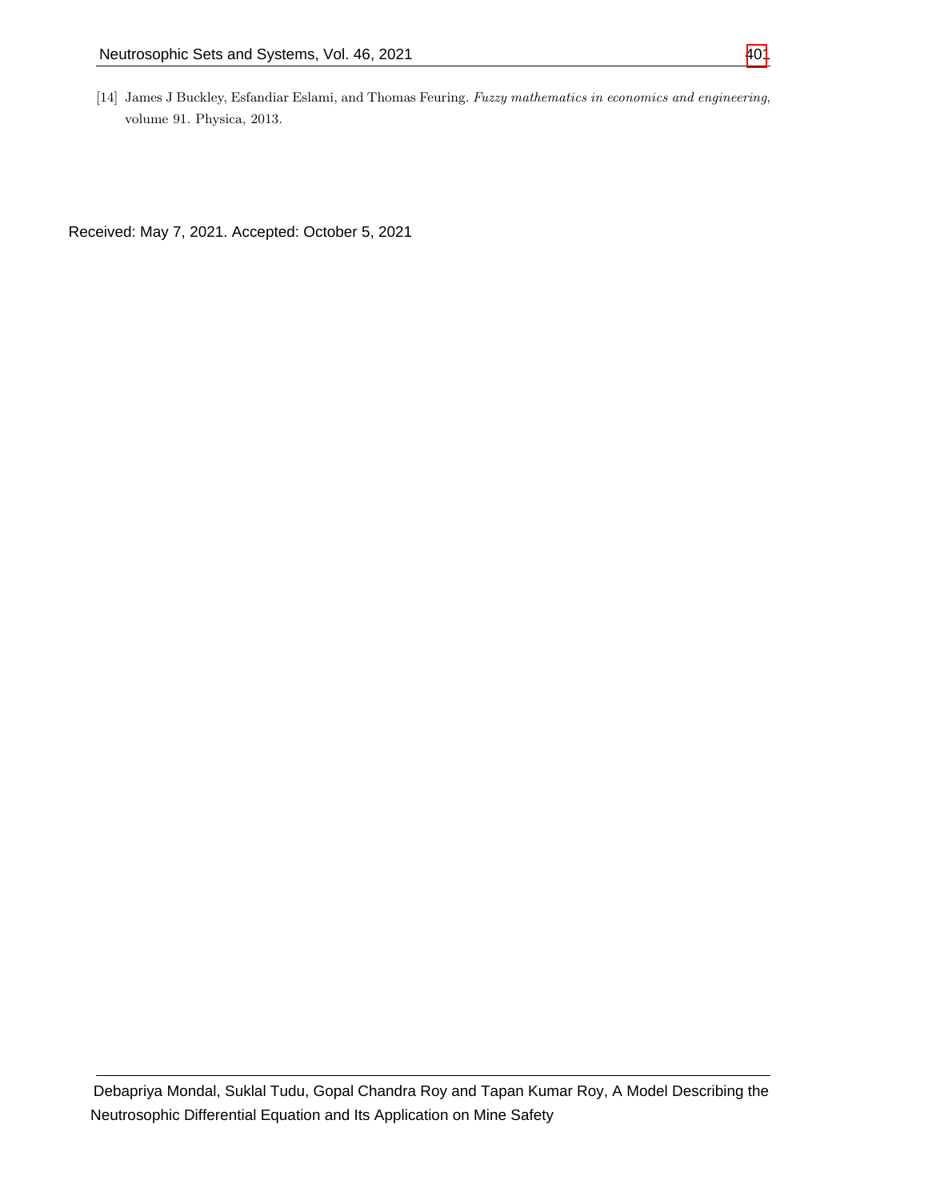[14] James J Buckley, Esfandiar Eslami, and Thomas Feuring. *Fuzzy mathematics in economics and engineering*, volume 91. Physica, 2013.

Received: May 7, 2021. Accepted: October 5, 2021